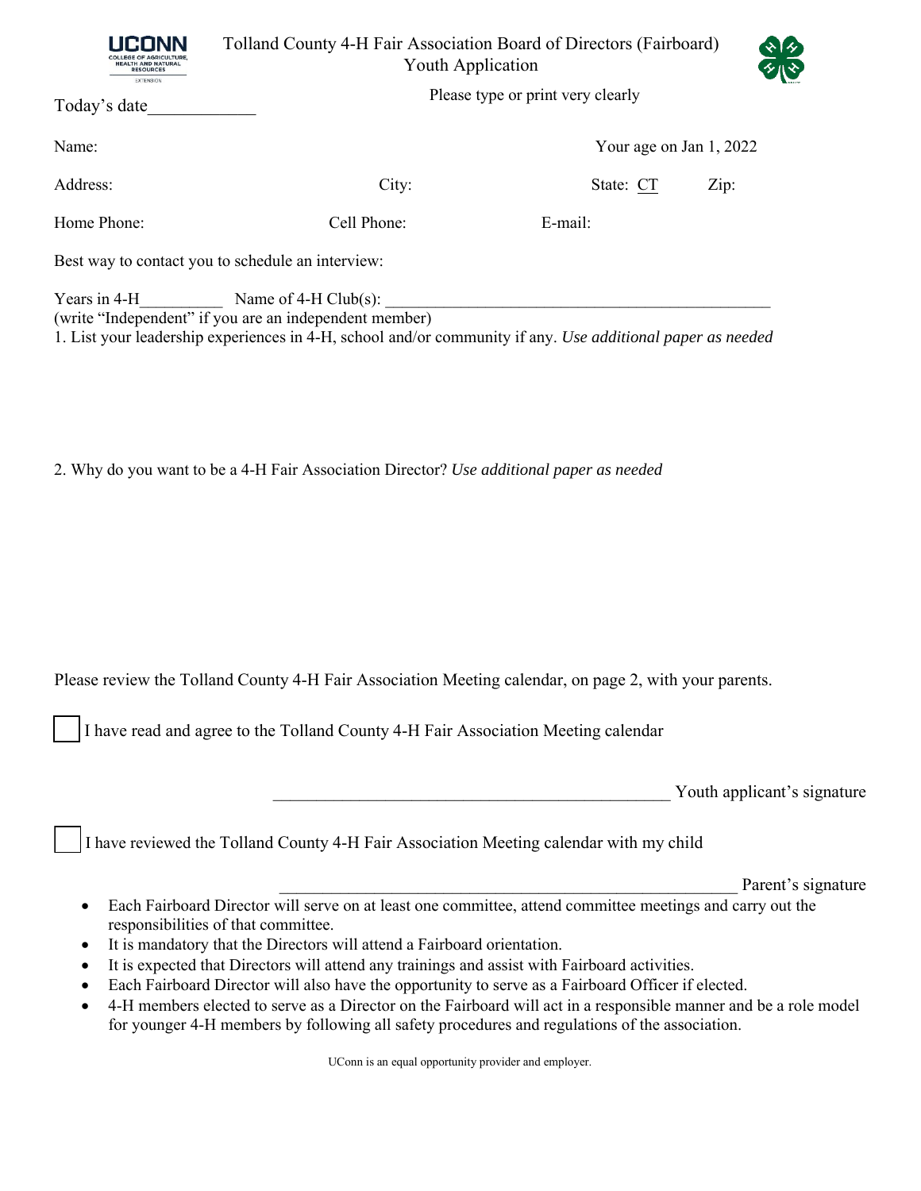# Tolland County 4-H Fair Association Board of Directors (Fairboard) Youth Application

Please type or print very clearly

Today's date____________

Name: Your age on Jan 1, 2022

Address: City: State: CT Zip:

Home Phone: Cell Phone: E-mail:

Best way to contact you to schedule an interview:

Years in 4-H__________ Name of 4-H Club(s): ________________________________________________
(write "Independent" if you are an independent member)

1. List your leadership experiences in 4-H, school and/or community if any. *Use additional paper as needed*

2. Why do you want to be a 4-H Fair Association Director? *Use additional paper as needed*

Please review the Tolland County 4-H Fair Association Meeting calendar, on page 2, with your parents.

☐ I have read and agree to the Tolland County 4-H Fair Association Meeting calendar

________________________________________________ Youth applicant's signature

☐ I have reviewed the Tolland County 4-H Fair Association Meeting calendar with my child

________________________________________________________ Parent's signature

- Each Fairboard Director will serve on at least one committee, attend committee meetings and carry out the responsibilities of that committee.
- It is mandatory that the Directors will attend a Fairboard orientation.
- It is expected that Directors will attend any trainings and assist with Fairboard activities.
- Each Fairboard Director will also have the opportunity to serve as a Fairboard Officer if elected.
- 4-H members elected to serve as a Director on the Fairboard will act in a responsible manner and be a role model for younger 4-H members by following all safety procedures and regulations of the association.

UConn is an equal opportunity provider and employer.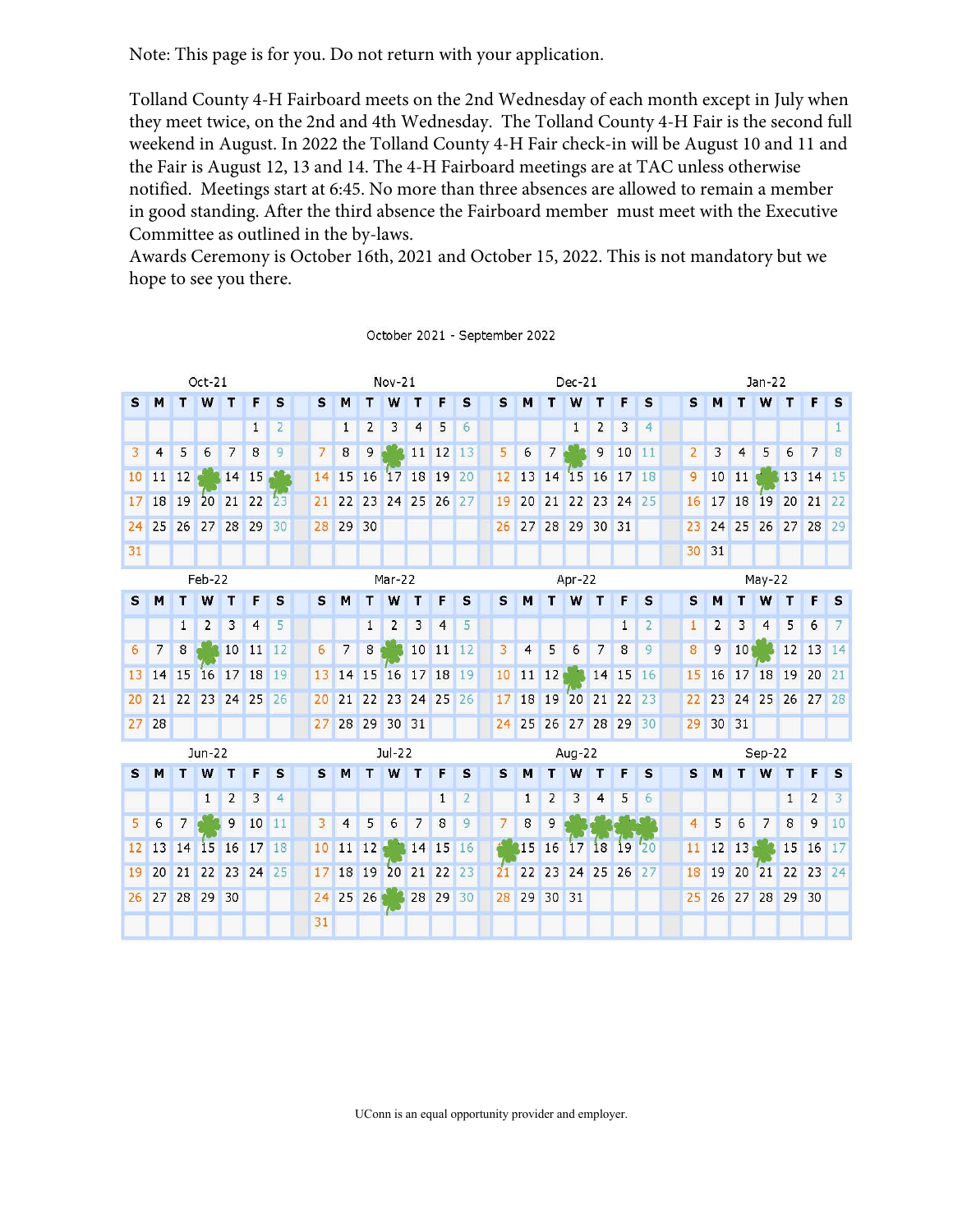Note: This page is for you. Do not return with your application.

Tolland County 4-H Fairboard meets on the 2nd Wednesday of each month except in July when they meet twice, on the 2nd and 4th Wednesday. The Tolland County 4-H Fair is the second full weekend in August. In 2022 the Tolland County 4-H Fair check-in will be August 10 and 11 and the Fair is August 12, 13 and 14. The 4-H Fairboard meetings are at TAC unless otherwise notified. Meetings start at 6:45. No more than three absences are allowed to remain a member in good standing. After the third absence the Fairboard member must meet with the Executive Committee as outlined in the by-laws.
Awards Ceremony is October 16th, 2021 and October 15, 2022. This is not mandatory but we hope to see you there.

October 2021 - September 2022

Oct-21

| S | M | T | W | T | F | S |
|---|---|---|---|---|---|---|
| | | | | | 1 | 2 |
| 3 | 4 | 5 | 6 | 7 | 8 | 9 |
| 10 | 11 | 12 | 13 | 14 | 15 | 16 |
| 17 | 18 | 19 | 20 | 21 | 22 | 23 |
| 24 | 25 | 26 | 27 | 28 | 29 | 30 |
| 31 | | | | | | |

Nov-21

| S | M | T | W | T | F | S |
|---|---|---|---|---|---|---|
| | 1 | 2 | 3 | 4 | 5 | 6 |
| 7 | 8 | 9 | 10 | 11 | 12 | 13 |
| 14 | 15 | 16 | 17 | 18 | 19 | 20 |
| 21 | 22 | 23 | 24 | 25 | 26 | 27 |
| 28 | 29 | 30 | | | | |

Dec-21

| S | M | T | W | T | F | S |
|---|---|---|---|---|---|---|
| | | | 1 | 2 | 3 | 4 |
| 5 | 6 | 7 | 8 | 9 | 10 | 11 |
| 12 | 13 | 14 | 15 | 16 | 17 | 18 |
| 19 | 20 | 21 | 22 | 23 | 24 | 25 |
| 26 | 27 | 28 | 29 | 30 | 31 | |

Jan-22

| S | M | T | W | T | F | S |
|---|---|---|---|---|---|---|
| | | | | | | 1 |
| 2 | 3 | 4 | 5 | 6 | 7 | 8 |
| 9 | 10 | 11 | 12 | 13 | 14 | 15 |
| 16 | 17 | 18 | 19 | 20 | 21 | 22 |
| 23 | 24 | 25 | 26 | 27 | 28 | 29 |
| 30 | 31 | | | | | |

Feb-22

| S | M | T | W | T | F | S |
|---|---|---|---|---|---|---|
| | | 1 | 2 | 3 | 4 | 5 |
| 6 | 7 | 8 | 9 | 10 | 11 | 12 |
| 13 | 14 | 15 | 16 | 17 | 18 | 19 |
| 20 | 21 | 22 | 23 | 24 | 25 | 26 |
| 27 | 28 | | | | | |

Mar-22

| S | M | T | W | T | F | S |
|---|---|---|---|---|---|---|
| | | 1 | 2 | 3 | 4 | 5 |
| 6 | 7 | 8 | 9 | 10 | 11 | 12 |
| 13 | 14 | 15 | 16 | 17 | 18 | 19 |
| 20 | 21 | 22 | 23 | 24 | 25 | 26 |
| 27 | 28 | 29 | 30 | 31 | | |

Apr-22

| S | M | T | W | T | F | S |
|---|---|---|---|---|---|---|
| | | | | | 1 | 2 |
| 3 | 4 | 5 | 6 | 7 | 8 | 9 |
| 10 | 11 | 12 | 13 | 14 | 15 | 16 |
| 17 | 18 | 19 | 20 | 21 | 22 | 23 |
| 24 | 25 | 26 | 27 | 28 | 29 | 30 |

May-22

| S | M | T | W | T | F | S |
|---|---|---|---|---|---|---|
| 1 | 2 | 3 | 4 | 5 | 6 | 7 |
| 8 | 9 | 10 | 11 | 12 | 13 | 14 |
| 15 | 16 | 17 | 18 | 19 | 20 | 21 |
| 22 | 23 | 24 | 25 | 26 | 27 | 28 |
| 29 | 30 | 31 | | | | |

Jun-22

| S | M | T | W | T | F | S |
|---|---|---|---|---|---|---|
| | | | 1 | 2 | 3 | 4 |
| 5 | 6 | 7 | 8 | 9 | 10 | 11 |
| 12 | 13 | 14 | 15 | 16 | 17 | 18 |
| 19 | 20 | 21 | 22 | 23 | 24 | 25 |
| 26 | 27 | 28 | 29 | 30 | | |

Jul-22

| S | M | T | W | T | F | S |
|---|---|---|---|---|---|---|
| | | | | | 1 | 2 |
| 3 | 4 | 5 | 6 | 7 | 8 | 9 |
| 10 | 11 | 12 | 13 | 14 | 15 | 16 |
| 17 | 18 | 19 | 20 | 21 | 22 | 23 |
| 24 | 25 | 26 | 27 | 28 | 29 | 30 |
| 31 | | | | | | |

Aug-22

| S | M | T | W | T | F | S |
|---|---|---|---|---|---|---|
| | 1 | 2 | 3 | 4 | 5 | 6 |
| 7 | 8 | 9 | 10 | 11 | 12 | 13 |
| 14 | 15 | 16 | 17 | 18 | 19 | 20 |
| 21 | 22 | 23 | 24 | 25 | 26 | 27 |
| 28 | 29 | 30 | 31 | | | |

Sep-22

| S | M | T | W | T | F | S |
|---|---|---|---|---|---|---|
| | | | | 1 | 2 | 3 |
| 4 | 5 | 6 | 7 | 8 | 9 | 10 |
| 11 | 12 | 13 | 14 | 15 | 16 | 17 |
| 18 | 19 | 20 | 21 | 22 | 23 | 24 |
| 25 | 26 | 27 | 28 | 29 | 30 | |

UConn is an equal opportunity provider and employer.